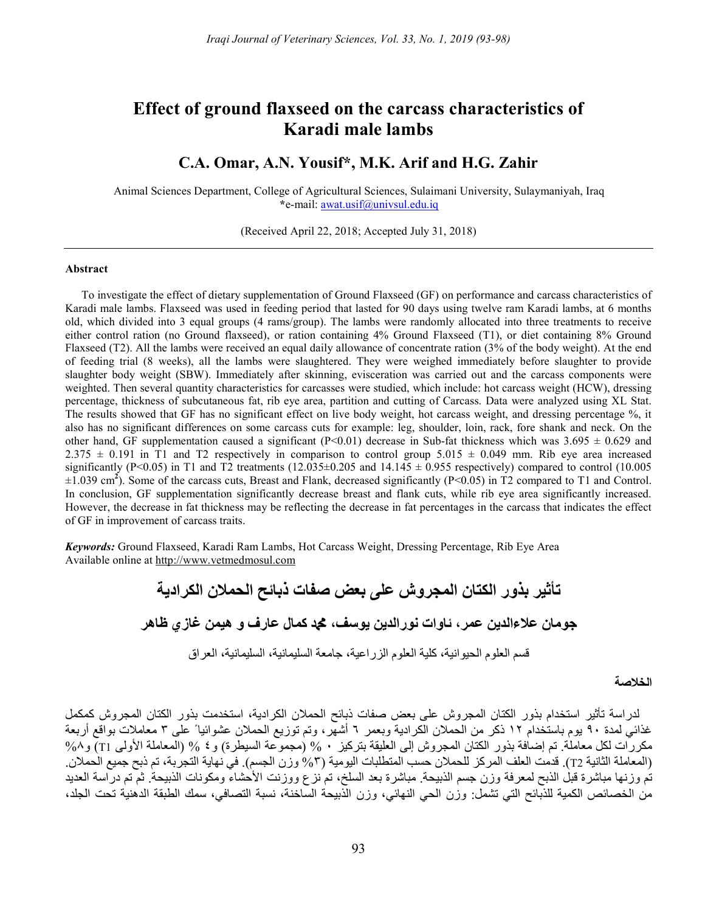# Effect of ground flaxseed on the carcass characteristics of Karadi male lambs

## C.A. Omar, A.N. Yousif*, M.K. Arif and H.G. Zahir

Animal Sciences Department, College of Agricultural Sciences, Sulaimani University, Sulaymaniyah, Iraq
*e-mail: awat.usif@univsul.edu.iq

(Received April 22, 2018; Accepted July 31, 2018)

### Abstract

To investigate the effect of dietary supplementation of Ground Flaxseed (GF) on performance and carcass characteristics of Karadi male lambs. Flaxseed was used in feeding period that lasted for 90 days using twelve ram Karadi lambs, at 6 months old, which divided into 3 equal groups (4 rams/group). The lambs were randomly allocated into three treatments to receive either control ration (no Ground flaxseed), or ration containing 4% Ground Flaxseed (T1), or diet containing 8% Ground Flaxseed (T2). All the lambs were received an equal daily allowance of concentrate ration (3% of the body weight). At the end of feeding trial (8 weeks), all the lambs were slaughtered. They were weighed immediately before slaughter to provide slaughter body weight (SBW). Immediately after skinning, evisceration was carried out and the carcass components were weighted. Then several quantity characteristics for carcasses were studied, which include: hot carcass weight (HCW), dressing percentage, thickness of subcutaneous fat, rib eye area, partition and cutting of Carcass. Data were analyzed using XL Stat. The results showed that GF has no significant effect on live body weight, hot carcass weight, and dressing percentage %, it also has no significant differences on some carcass cuts for example: leg, shoulder, loin, rack, fore shank and neck. On the other hand, GF supplementation caused a significant ($P<0.01$) decrease in Sub-fat thickness which was $3.695 \pm 0.629$ and $2.375 \pm 0.191$ in T1 and T2 respectively in comparison to control group $5.015 \pm 0.049$ mm. Rib eye area increased significantly ($P<0.05$) in T1 and T2 treatments ($12.035 \pm 0.205$ and $14.145 \pm 0.955$ respectively) compared to control ($10.005 \pm 1.039$ $cm^2$). Some of the carcass cuts, Breast and Flank, decreased significantly ($P<0.05$) in T2 compared to T1 and Control. In conclusion, GF supplementation significantly decrease breast and flank cuts, while rib eye area significantly increased. However, the decrease in fat thickness may be reflecting the decrease in fat percentages in the carcass that indicates the effect of GF in improvement of carcass traits.

***Keywords:*** Ground Flaxseed, Karadi Ram Lambs, Hot Carcass Weight, Dressing Percentage, Rib Eye Area
Available online at http://www.vetmedmosul.com

# تأثير بذور الكتان المجروش على بعض صفات ذبائح الحملان الكرادية

## جومان علاءالدين عمر، ناوات نورالدين يوسف، محمد كمال عارف و هيمن غازي ظاهر

قسم العلوم الحيوانية، كلية العلوم الزراعية، جامعة السليمانية، السليمانية، العراق

### الخلاصة

لدراسة تأثير استخدام بذور الكتان المجروش على بعض صفات ذبائح الحملان الكرادية، استخدمت بذور الكتان المجروش كمكمل غذائي لمدة ٩٠ يوم باستخدام ١٢ ذكر من الحملان الكرادية وبعمر ٦ أشهر، وتم توزيع الحملان عشوائياً على ٣ معاملات بواقع أربعة مكررات لكل معاملة. تم إضافة بذور الكتان المجروش إلى العليقة بتركيز ٠ % (مجموعة السيطرة) و٤ % (المعاملة الأولى T1) و٨% (المعاملة الثانية T2). قدمت العلف المركز للحملان حسب المتطلبات اليومية (٣% وزن الجسم). في نهاية التجربة، تم ذبح جميع الحملان. تم وزنها مباشرة قبل الذبح لمعرفة وزن جسم الذبيحة. مباشرة بعد السلخ، تم نزع ووزنت الأحشاء ومكونات الذبيحة. ثم تم دراسة العديد من الخصائص الكمية للذبائح التي تشمل: وزن الحي النهائي، وزن الذبيحة الساخنة، نسبة التصافي، سمك الطبقة الدهنية تحت الجلد،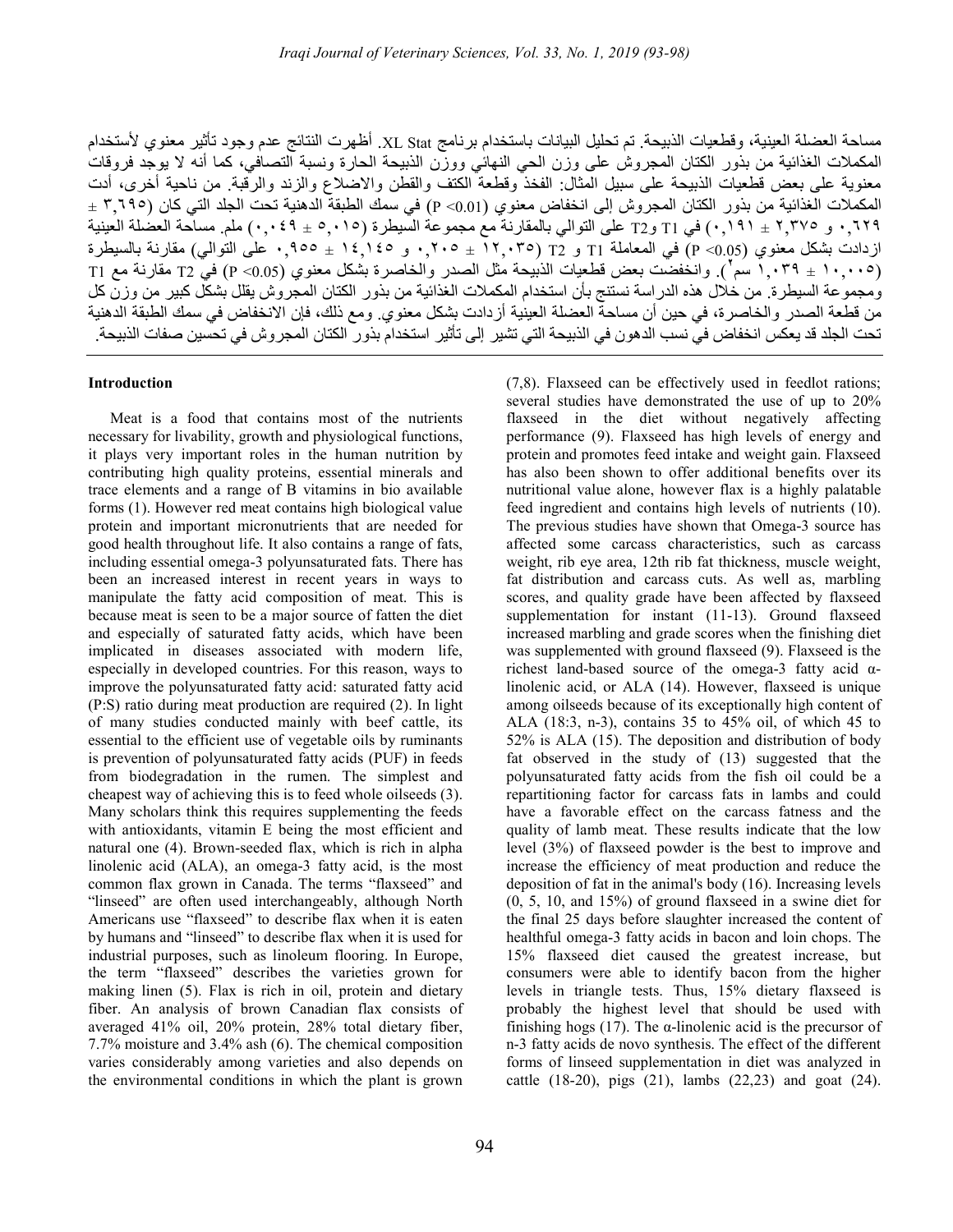مساحة العضلة العينية، وقطعيات الذبيحة. تم تحليل البيانات باستخدام برنامج XL Stat. أظهرت النتائج عدم وجود تأثير معنوي لأستخدام المكملات الغذائية من بذور الكتان المجروش على وزن الحي النهائي ووزن الذبيحة الحارة ونسبة التصافي، كما أنه لا يوجد فروقات معنوية على بعض قطعيات الذبيحة على سبيل المثال: الفخذ وقطعة الكتف والقطن والاضلاع والزند والرقبة. من ناحية أخرى، أدت المكملات الغذائية من بذور الكتان المجروش إلى انخفاض معنوي (P <0.01) في سمك الطبقة الدهنية تحت الجلد التي كان (٣,٦٩٥ ± ٠,٦٢٩ و ٢,٣٧٥ ± ٠,١٩١) في T1 وT2 على التوالي بالمقارنة مع مجموعة السيطرة (٥,٠١٥ ± ٠,٠٤٩) ملم. مساحة العضلة العينية ازدادت بشكل معنوي (P <0.05) في المعاملة T1 و T2 (١٢,٠٣٥ ± ٠,٢٠٥ و ١٤,١٤٥ ± ٠,٩٥٥ على التوالي) مقارنة بالسيطرة (١٠,٠٠٥ ± ١,٠٣٩ سم^٢). وانخفضت بعض قطعيات الذبيحة مثل الصدر والخاصرة بشكل معنوي (P <0.05) في T2 مقارنة مع T1 ومجموعة السيطرة. من خلال هذه الدراسة نستنتج بأن استخدام المكملات الغذائية من بذور الكتان المجروش يقلل بشكل كبير من وزن كل من قطعة الصدر والخاصرة، في حين أن مساحة العضلة العينية أزدادت بشكل معنوي. ومع ذلك، فإن الانخفاض في سمك الطبقة الدهنية تحت الجلد قد يعكس انخفاض في نسب الدهون في الذبيحة التي تشير إلى تأثير استخدام بذور الكتان المجروش في تحسين صفات الذبيحة.

## Introduction

Meat is a food that contains most of the nutrients necessary for livability, growth and physiological functions, it plays very important roles in the human nutrition by contributing high quality proteins, essential minerals and trace elements and a range of B vitamins in bio available forms (1). However red meat contains high biological value protein and important micronutrients that are needed for good health throughout life. It also contains a range of fats, including essential omega-3 polyunsaturated fats. There has been an increased interest in recent years in ways to manipulate the fatty acid composition of meat. This is because meat is seen to be a major source of fatten the diet and especially of saturated fatty acids, which have been implicated in diseases associated with modern life, especially in developed countries. For this reason, ways to improve the polyunsaturated fatty acid: saturated fatty acid (P:S) ratio during meat production are required (2). In light of many studies conducted mainly with beef cattle, its essential to the efficient use of vegetable oils by ruminants is prevention of polyunsaturated fatty acids (PUF) in feeds from biodegradation in the rumen. The simplest and cheapest way of achieving this is to feed whole oilseeds (3). Many scholars think this requires supplementing the feeds with antioxidants, vitamin E being the most efficient and natural one (4). Brown-seeded flax, which is rich in alpha linolenic acid (ALA), an omega-3 fatty acid, is the most common flax grown in Canada. The terms "flaxseed" and "linseed" are often used interchangeably, although North Americans use "flaxseed" to describe flax when it is eaten by humans and "linseed" to describe flax when it is used for industrial purposes, such as linoleum flooring. In Europe, the term "flaxseed" describes the varieties grown for making linen (5). Flax is rich in oil, protein and dietary fiber. An analysis of brown Canadian flax consists of averaged 41% oil, 20% protein, 28% total dietary fiber, 7.7% moisture and 3.4% ash (6). The chemical composition varies considerably among varieties and also depends on the environmental conditions in which the plant is grown (7,8). Flaxseed can be effectively used in feedlot rations; several studies have demonstrated the use of up to 20% flaxseed in the diet without negatively affecting performance (9). Flaxseed has high levels of energy and protein and promotes feed intake and weight gain. Flaxseed has also been shown to offer additional benefits over its nutritional value alone, however flax is a highly palatable feed ingredient and contains high levels of nutrients (10). The previous studies have shown that Omega-3 source has affected some carcass characteristics, such as carcass weight, rib eye area, 12th rib fat thickness, muscle weight, fat distribution and carcass cuts. As well as, marbling scores, and quality grade have been affected by flaxseed supplementation for instant (11-13). Ground flaxseed increased marbling and grade scores when the finishing diet was supplemented with ground flaxseed (9). Flaxseed is the richest land-based source of the omega-3 fatty acid α-linolenic acid, or ALA (14). However, flaxseed is unique among oilseeds because of its exceptionally high content of ALA (18:3, n-3), contains 35 to 45% oil, of which 45 to 52% is ALA (15). The deposition and distribution of body fat observed in the study of (13) suggested that the polyunsaturated fatty acids from the fish oil could be a repartitioning factor for carcass fats in lambs and could have a favorable effect on the carcass fatness and the quality of lamb meat. These results indicate that the low level (3%) of flaxseed powder is the best to improve and increase the efficiency of meat production and reduce the deposition of fat in the animal's body (16). Increasing levels (0, 5, 10, and 15%) of ground flaxseed in a swine diet for the final 25 days before slaughter increased the content of healthful omega-3 fatty acids in bacon and loin chops. The 15% flaxseed diet caused the greatest increase, but consumers were able to identify bacon from the higher levels in triangle tests. Thus, 15% dietary flaxseed is probably the highest level that should be used with finishing hogs (17). The α-linolenic acid is the precursor of n-3 fatty acids de novo synthesis. The effect of the different forms of linseed supplementation in diet was analyzed in cattle (18-20), pigs (21), lambs (22,23) and goat (24).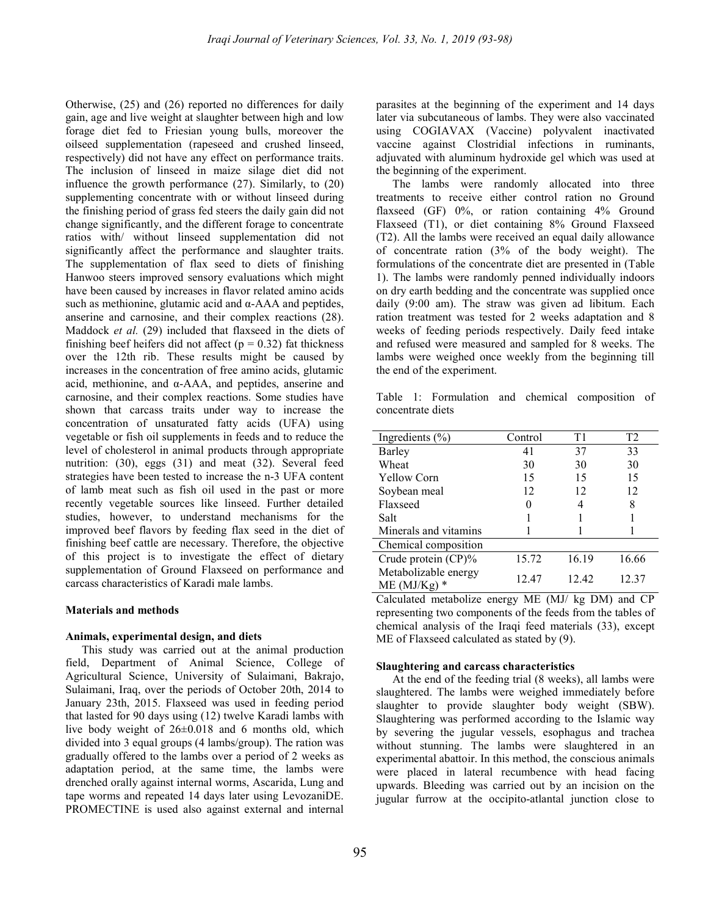Otherwise, (25) and (26) reported no differences for daily gain, age and live weight at slaughter between high and low forage diet fed to Friesian young bulls, moreover the oilseed supplementation (rapeseed and crushed linseed, respectively) did not have any effect on performance traits. The inclusion of linseed in maize silage diet did not influence the growth performance (27). Similarly, to (20) supplementing concentrate with or without linseed during the finishing period of grass fed steers the daily gain did not change significantly, and the different forage to concentrate ratios with/ without linseed supplementation did not significantly affect the performance and slaughter traits. The supplementation of flax seed to diets of finishing Hanwoo steers improved sensory evaluations which might have been caused by increases in flavor related amino acids such as methionine, glutamic acid and α-AAA and peptides, anserine and carnosine, and their complex reactions (28). Maddock *et al.* (29) included that flaxseed in the diets of finishing beef heifers did not affect ($p = 0.32$) fat thickness over the 12th rib. These results might be caused by increases in the concentration of free amino acids, glutamic acid, methionine, and α-AAA, and peptides, anserine and carnosine, and their complex reactions. Some studies have shown that carcass traits under way to increase the concentration of unsaturated fatty acids (UFA) using vegetable or fish oil supplements in feeds and to reduce the level of cholesterol in animal products through appropriate nutrition: (30), eggs (31) and meat (32). Several feed strategies have been tested to increase the n-3 UFA content of lamb meat such as fish oil used in the past or more recently vegetable sources like linseed. Further detailed studies, however, to understand mechanisms for the improved beef flavors by feeding flax seed in the diet of finishing beef cattle are necessary. Therefore, the objective of this project is to investigate the effect of dietary supplementation of Ground Flaxseed on performance and carcass characteristics of Karadi male lambs.

## Materials and methods

### Animals, experimental design, and diets

This study was carried out at the animal production field, Department of Animal Science, College of Agricultural Science, University of Sulaimani, Bakrajo, Sulaimani, Iraq, over the periods of October 20th, 2014 to January 23th, 2015. Flaxseed was used in feeding period that lasted for 90 days using (12) twelve Karadi lambs with live body weight of 26±0.018 and 6 months old, which divided into 3 equal groups (4 lambs/group). The ration was gradually offered to the lambs over a period of 2 weeks as adaptation period, at the same time, the lambs were drenched orally against internal worms, Ascarida, Lung and tape worms and repeated 14 days later using LevozaniDE. PROMECTINE is used also against external and internal parasites at the beginning of the experiment and 14 days later via subcutaneous of lambs. They were also vaccinated using COGIAVAX (Vaccine) polyvalent inactivated vaccine against Clostridial infections in ruminants, adjuvated with aluminum hydroxide gel which was used at the beginning of the experiment.

The lambs were randomly allocated into three treatments to receive either control ration no Ground flaxseed (GF) 0%, or ration containing 4% Ground Flaxseed (T1), or diet containing 8% Ground Flaxseed (T2). All the lambs were received an equal daily allowance of concentrate ration (3% of the body weight). The formulations of the concentrate diet are presented in (Table 1). The lambs were randomly penned individually indoors on dry earth bedding and the concentrate was supplied once daily (9:00 am). The straw was given ad libitum. Each ration treatment was tested for 2 weeks adaptation and 8 weeks of feeding periods respectively. Daily feed intake and refused were measured and sampled for 8 weeks. The lambs were weighed once weekly from the beginning till the end of the experiment.

Table 1: Formulation and chemical composition of concentrate diets

| Ingredients (%) | Control | T1 | T2 |
|---|---|---|---|
| Barley | 41 | 37 | 33 |
| Wheat | 30 | 30 | 30 |
| Yellow Corn | 15 | 15 | 15 |
| Soybean meal | 12 | 12 | 12 |
| Flaxseed | 0 | 4 | 8 |
| Salt | 1 | 1 | 1 |
| Minerals and vitamins | 1 | 1 | 1 |
| Chemical composition | | | |
| Crude protein (CP)% | 15.72 | 16.19 | 16.66 |
| Metabolizable energy ME (MJ/Kg) * | 12.47 | 12.42 | 12.37 |

Calculated metabolize energy ME (MJ/ kg DM) and CP representing two components of the feeds from the tables of chemical analysis of the Iraqi feed materials (33), except ME of Flaxseed calculated as stated by (9).

### Slaughtering and carcass characteristics

At the end of the feeding trial (8 weeks), all lambs were slaughtered. The lambs were weighed immediately before slaughter to provide slaughter body weight (SBW). Slaughtering was performed according to the Islamic way by severing the jugular vessels, esophagus and trachea without stunning. The lambs were slaughtered in an experimental abattoir. In this method, the conscious animals were placed in lateral recumbence with head facing upwards. Bleeding was carried out by an incision on the jugular furrow at the occipito-atlantal junction close to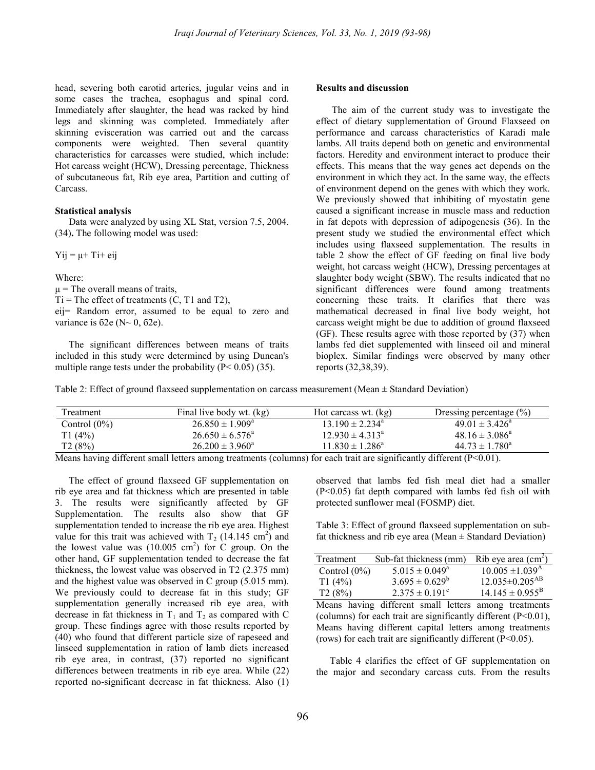head, severing both carotid arteries, jugular veins and in some cases the trachea, esophagus and spinal cord. Immediately after slaughter, the head was racked by hind legs and skinning was completed. Immediately after skinning evisceration was carried out and the carcass components were weighted. Then several quantity characteristics for carcasses were studied, which include: Hot carcass weight (HCW), Dressing percentage, Thickness of subcutaneous fat, Rib eye area, Partition and cutting of Carcass.

**Statistical analysis**

Data were analyzed by using XL Stat, version 7.5, 2004. (34). The following model was used:

$Yij = \mu + Ti + eij$

Where:

$\mu$ = The overall means of traits,

Ti = The effect of treatments (C, T1 and T2),

eij= Random error, assumed to be equal to zero and variance is б2e (N~ 0, б2e).

The significant differences between means of traits included in this study were determined by using Duncan's multiple range tests under the probability ($P < 0.05$) (35).

**Results and discussion**

The aim of the current study was to investigate the effect of dietary supplementation of Ground Flaxseed on performance and carcass characteristics of Karadi male lambs. All traits depend both on genetic and environmental factors. Heredity and environment interact to produce their effects. This means that the way genes act depends on the environment in which they act. In the same way, the effects of environment depend on the genes with which they work. We previously showed that inhibiting of myostatin gene caused a significant increase in muscle mass and reduction in fat depots with depression of adipogenesis (36). In the present study we studied the environmental effect which includes using flaxseed supplementation. The results in table 2 show the effect of GF feeding on final live body weight, hot carcass weight (HCW), Dressing percentages at slaughter body weight (SBW). The results indicated that no significant differences were found among treatments concerning these traits. It clarifies that there was mathematical decreased in final live body weight, hot carcass weight might be due to addition of ground flaxseed (GF). These results agree with those reported by (37) when lambs fed diet supplemented with linseed oil and mineral bioplex. Similar findings were observed by many other reports (32,38,39).

Table 2: Effect of ground flaxseed supplementation on carcass measurement (Mean ± Standard Deviation)

| Treatment | Final live body wt. (kg) | Hot carcass wt. (kg) | Dressing percentage (%) |
|---|---|---|---|
| Control (0%) | $26.850 \pm 1.909^{a}$ | $13.190 \pm 2.234^{a}$ | $49.01 \pm 3.426^{a}$ |
| T1 (4%) | $26.650 \pm 6.576^{a}$ | $12.930 \pm 4.313^{a}$ | $48.16 \pm 3.086^{a}$ |
| T2 (8%) | $26.200 \pm 3.960^{a}$ | $11.830 \pm 1.286^{a}$ | $44.73 \pm 1.780^{a}$ |

Means having different small letters among treatments (columns) for each trait are significantly different ($P<0.01$).

The effect of ground flaxseed GF supplementation on rib eye area and fat thickness which are presented in table 3. The results were significantly affected by GF Supplementation. The results also show that GF supplementation tended to increase the rib eye area. Highest value for this trait was achieved with $T_2$ (14.145 $cm^2$) and the lowest value was (10.005 $cm^2$) for C group. On the other hand, GF supplementation tended to decrease the fat thickness, the lowest value was observed in T2 (2.375 mm) and the highest value was observed in C group (5.015 mm). We previously could to decrease fat in this study; GF supplementation generally increased rib eye area, with decrease in fat thickness in $T_1$ and $T_2$ as compared with C group. These findings agree with those results reported by (40) who found that different particle size of rapeseed and linseed supplementation in ration of lamb diets increased rib eye area, in contrast, (37) reported no significant differences between treatments in rib eye area. While (22) reported no-significant decrease in fat thickness. Also (1) observed that lambs fed fish meal diet had a smaller ($P<0.05$) fat depth compared with lambs fed fish oil with protected sunflower meal (FOSMP) diet.

Table 3: Effect of ground flaxseed supplementation on sub-fat thickness and rib eye area (Mean ± Standard Deviation)

| Treatment | Sub-fat thickness (mm) | Rib eye area ($cm^2$) |
|---|---|---|
| Control (0%) | $5.015 \pm 0.049^{a}$ | $10.005 \pm 1.039^{A}$ |
| T1 (4%) | $3.695 \pm 0.629^{b}$ | $12.035 \pm 0.205^{AB}$ |
| T2 (8%) | $2.375 \pm 0.191^{c}$ | $14.145 \pm 0.955^{B}$ |

Means having different small letters among treatments (columns) for each trait are significantly different ($P<0.01$), Means having different capital letters among treatments (rows) for each trait are significantly different ($P<0.05$).

Table 4 clarifies the effect of GF supplementation on the major and secondary carcass cuts. From the results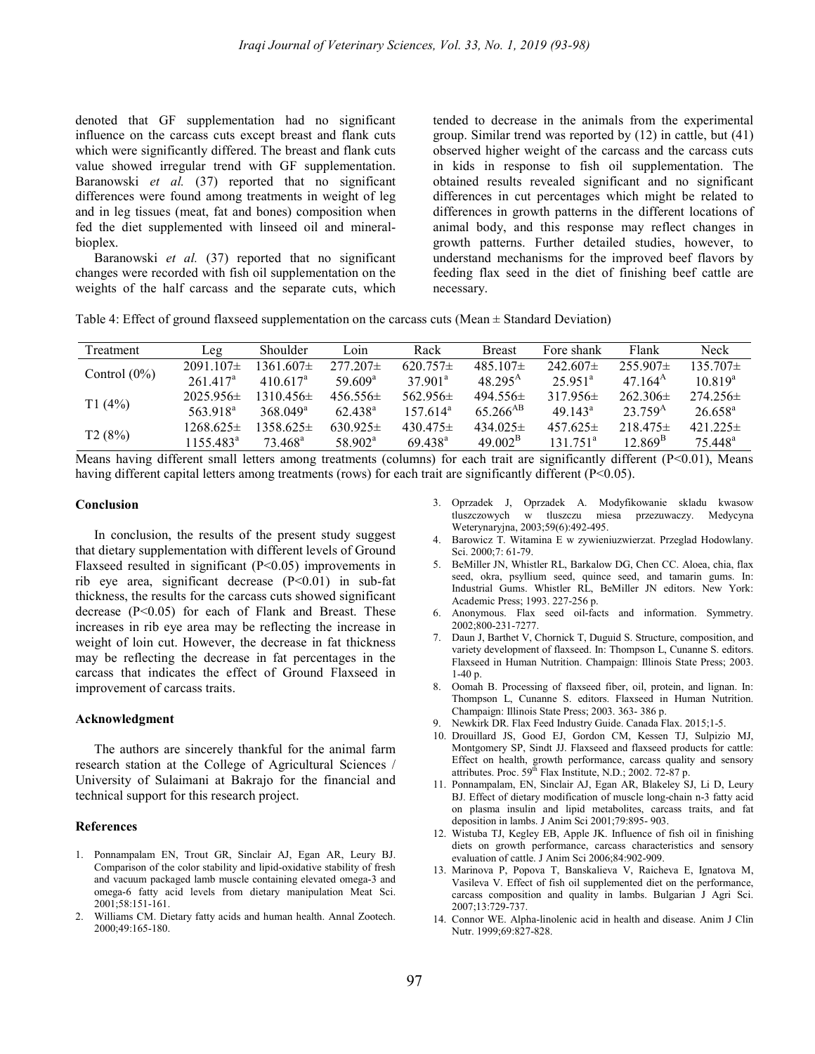denoted that GF supplementation had no significant influence on the carcass cuts except breast and flank cuts which were significantly differed. The breast and flank cuts value showed irregular trend with GF supplementation. Baranowski *et al.* (37) reported that no significant differences were found among treatments in weight of leg and in leg tissues (meat, fat and bones) composition when fed the diet supplemented with linseed oil and mineral-bioplex.

Baranowski *et al.* (37) reported that no significant changes were recorded with fish oil supplementation on the weights of the half carcass and the separate cuts, which tended to decrease in the animals from the experimental group. Similar trend was reported by (12) in cattle, but (41) observed higher weight of the carcass and the carcass cuts in kids in response to fish oil supplementation. The obtained results revealed significant and no significant differences in cut percentages which might be related to differences in growth patterns in the different locations of animal body, and this response may reflect changes in growth patterns. Further detailed studies, however, to understand mechanisms for the improved beef flavors by feeding flax seed in the diet of finishing beef cattle are necessary.

Table 4: Effect of ground flaxseed supplementation on the carcass cuts (Mean ± Standard Deviation)

| Treatment | Leg | Shoulder | Loin | Rack | Breast | Fore shank | Flank | Neck |
|---|---|---|---|---|---|---|---|---|
| Control (0%) | 2091.107± $261.417^a$ | 1361.607± $410.617^a$ | 277.207± $59.609^a$ | 620.757± $37.901^a$ | 485.107± $48.295^A$ | 242.607± $25.951^a$ | 255.907± $47.164^A$ | 135.707± $10.819^a$ |
| T1 (4%) | 2025.956± $563.918^a$ | 1310.456± $368.049^a$ | 456.556± $62.438^a$ | 562.956± $157.614^a$ | 494.556± $65.266^{AB}$ | 317.956± $49.143^a$ | 262.306± $23.759^A$ | 274.256± $26.658^a$ |
| T2 (8%) | 1268.625± $1155.483^a$ | 1358.625± $73.468^a$ | 630.925± $58.902^a$ | 430.475± $69.438^a$ | 434.025± $49.002^B$ | 457.625± $131.751^a$ | 218.475± $12.869^B$ | 421.225± $75.448^a$ |

Means having different small letters among treatments (columns) for each trait are significantly different (P<0.01), Means having different capital letters among treatments (rows) for each trait are significantly different (P<0.05).

## Conclusion

In conclusion, the results of the present study suggest that dietary supplementation with different levels of Ground Flaxseed resulted in significant (P<0.05) improvements in rib eye area, significant decrease (P<0.01) in sub-fat thickness, the results for the carcass cuts showed significant decrease (P<0.05) for each of Flank and Breast. These increases in rib eye area may be reflecting the increase in weight of loin cut. However, the decrease in fat thickness may be reflecting the decrease in fat percentages in the carcass that indicates the effect of Ground Flaxseed in improvement of carcass traits.

## Acknowledgment

The authors are sincerely thankful for the animal farm research station at the College of Agricultural Sciences / University of Sulaimani at Bakrajo for the financial and technical support for this research project.

## References

1. Ponnampalam EN, Trout GR, Sinclair AJ, Egan AR, Leury BJ. Comparison of the color stability and lipid-oxidative stability of fresh and vacuum packaged lamb muscle containing elevated omega-3 and omega-6 fatty acid levels from dietary manipulation Meat Sci. 2001;58:151-161.
2. Williams CM. Dietary fatty acids and human health. Annal Zootech. 2000;49:165-180.
3. Oprzadek J, Oprzadek A. Modyfikowanie skladu kwasow tluszczowych w tluszczu miesa przezuwaczy. Medycyna Weterynaryjna, 2003;59(6):492-495.
4. Barowicz T. Witamina E w zywieniuzwierzat. Przeglad Hodowlany. Sci. 2000;7: 61-79.
5. BeMiller JN, Whistler RL, Barkalow DG, Chen CC. Aloea, chia, flax seed, okra, psyllium seed, quince seed, and tamarin gums. In: Industrial Gums. Whistler RL, BeMiller JN editors. New York: Academic Press; 1993. 227-256 p.
6. Anonymous. Flax seed oil-facts and information. Symmetry. 2002;800-231-7277.
7. Daun J, Barthet V, Chornick T, Duguid S. Structure, composition, and variety development of flaxseed. In: Thompson L, Cunanne S. editors. Flaxseed in Human Nutrition. Champaign: Illinois State Press; 2003. 1-40 p.
8. Oomah B. Processing of flaxseed fiber, oil, protein, and lignan. In: Thompson L, Cunanne S. editors. Flaxseed in Human Nutrition. Champaign: Illinois State Press; 2003. 363- 386 p.
9. Newkirk DR. Flax Feed Industry Guide. Canada Flax. 2015;1-5.
10. Drouillard JS, Good EJ, Gordon CM, Kessen TJ, Sulpizio MJ, Montgomery SP, Sindt JJ. Flaxseed and flaxseed products for cattle: Effect on health, growth performance, carcass quality and sensory attributes. Proc. 59th Flax Institute, N.D.; 2002. 72-87 p.
11. Ponnampalam, EN, Sinclair AJ, Egan AR, Blakeley SJ, Li D, Leury BJ. Effect of dietary modification of muscle long-chain n-3 fatty acid on plasma insulin and lipid metabolites, carcass traits, and fat deposition in lambs. J Anim Sci 2001;79:895- 903.
12. Wistuba TJ, Kegley EB, Apple JK. Influence of fish oil in finishing diets on growth performance, carcass characteristics and sensory evaluation of cattle. J Anim Sci 2006;84:902-909.
13. Marinova P, Popova T, Banskalieva V, Raicheva E, Ignatova M, Vasileva V. Effect of fish oil supplemented diet on the performance, carcass composition and quality in lambs. Bulgarian J Agri Sci. 2007;13:729-737.
14. Connor WE. Alpha-linolenic acid in health and disease. Anim J Clin Nutr. 1999;69:827-828.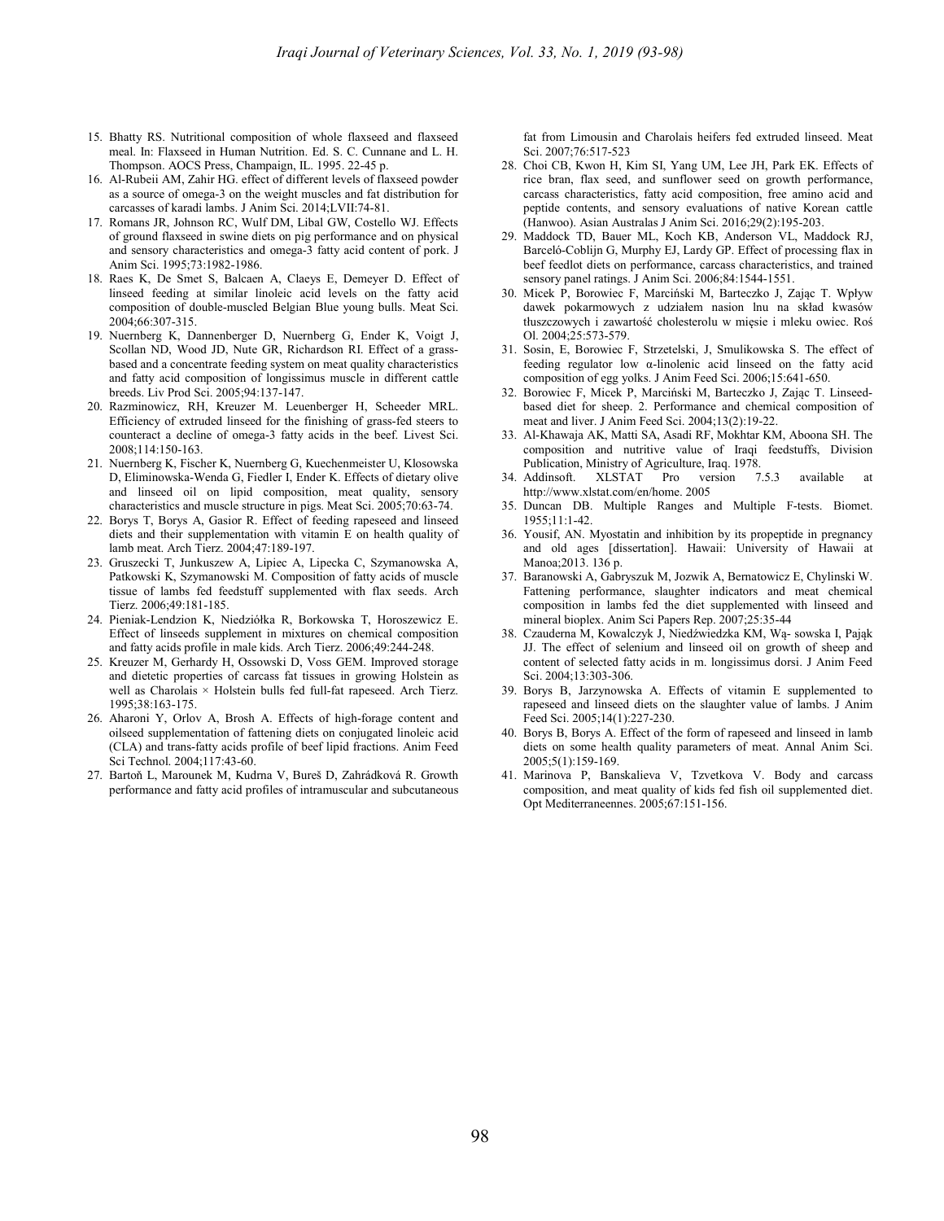15. Bhatty RS. Nutritional composition of whole flaxseed and flaxseed meal. In: Flaxseed in Human Nutrition. Ed. S. C. Cunnane and L. H. Thompson. AOCS Press, Champaign, IL. 1995. 22-45 p.
16. Al-Rubeii AM, Zahir HG. effect of different levels of flaxseed powder as a source of omega-3 on the weight muscles and fat distribution for carcasses of karadi lambs. J Anim Sci. 2014;LVII:74-81.
17. Romans JR, Johnson RC, Wulf DM, Libal GW, Costello WJ. Effects of ground flaxseed in swine diets on pig performance and on physical and sensory characteristics and omega-3 fatty acid content of pork. J Anim Sci. 1995;73:1982-1986.
18. Raes K, De Smet S, Balcaen A, Claeys E, Demeyer D. Effect of linseed feeding at similar linoleic acid levels on the fatty acid composition of double-muscled Belgian Blue young bulls. Meat Sci. 2004;66:307-315.
19. Nuernberg K, Dannenberger D, Nuernberg G, Ender K, Voigt J, Scollan ND, Wood JD, Nute GR, Richardson RI. Effect of a grass-based and a concentrate feeding system on meat quality characteristics and fatty acid composition of longissimus muscle in different cattle breeds. Liv Prod Sci. 2005;94:137-147.
20. Razminowicz, RH, Kreuzer M. Leuenberger H, Scheeder MRL. Efficiency of extruded linseed for the finishing of grass-fed steers to counteract a decline of omega-3 fatty acids in the beef. Livest Sci. 2008;114:150-163.
21. Nuernberg K, Fischer K, Nuernberg G, Kuechenmeister U, Klosowska D, Eliminowska-Wenda G, Fiedler I, Ender K. Effects of dietary olive and linseed oil on lipid composition, meat quality, sensory characteristics and muscle structure in pigs. Meat Sci. 2005;70:63-74.
22. Borys T, Borys A, Gasior R. Effect of feeding rapeseed and linseed diets and their supplementation with vitamin E on health quality of lamb meat. Arch Tierz. 2004;47:189-197.
23. Gruszecki T, Junkuszew A, Lipiec A, Lipecka C, Szymanowska A, Patkowski K, Szymanowski M. Composition of fatty acids of muscle tissue of lambs fed feedstuff supplemented with flax seeds. Arch Tierz. 2006;49:181-185.
24. Pieniak-Lendzion K, Niedziółka R, Borkowska T, Horoszewicz E. Effect of linseeds supplement in mixtures on chemical composition and fatty acids profile in male kids. Arch Tierz. 2006;49:244-248.
25. Kreuzer M, Gerhardy H, Ossowski D, Voss GEM. Improved storage and dietetic properties of carcass fat tissues in growing Holstein as well as Charolais × Holstein bulls fed full-fat rapeseed. Arch Tierz. 1995;38:163-175.
26. Aharoni Y, Orlov A, Brosh A. Effects of high-forage content and oilseed supplementation of fattening diets on conjugated linoleic acid (CLA) and trans-fatty acids profile of beef lipid fractions. Anim Feed Sci Technol. 2004;117:43-60.
27. Bartoň L, Marounek M, Kudrna V, Bureš D, Zahrádková R. Growth performance and fatty acid profiles of intramuscular and subcutaneous fat from Limousin and Charolais heifers fed extruded linseed. Meat Sci. 2007;76:517-523
28. Choi CB, Kwon H, Kim SI, Yang UM, Lee JH, Park EK. Effects of rice bran, flax seed, and sunflower seed on growth performance, carcass characteristics, fatty acid composition, free amino acid and peptide contents, and sensory evaluations of native Korean cattle (Hanwoo). Asian Australas J Anim Sci. 2016;29(2):195-203.
29. Maddock TD, Bauer ML, Koch KB, Anderson VL, Maddock RJ, Barceló-Coblijn G, Murphy EJ, Lardy GP. Effect of processing flax in beef feedlot diets on performance, carcass characteristics, and trained sensory panel ratings. J Anim Sci. 2006;84:1544-1551.
30. Micek P, Borowiec F, Marciński M, Barteczko J, Zając T. Wpływ dawek pokarmowych z udziałem nasion lnu na skład kwasów tłuszczowych i zawartość cholesterolu w mięsie i mleku owiec. Roś Ol. 2004;25:573-579.
31. Sosin, E, Borowiec F, Strzetelski, J, Smulikowska S. The effect of feeding regulator low α-linolenic acid linseed on the fatty acid composition of egg yolks. J Anim Feed Sci. 2006;15:641-650.
32. Borowiec F, Micek P, Marciński M, Barteczko J, Zając T. Linseed-based diet for sheep. 2. Performance and chemical composition of meat and liver. J Anim Feed Sci. 2004;13(2):19-22.
33. Al-Khawaja AK, Matti SA, Asadi RF, Mokhtar KM, Aboona SH. The composition and nutritive value of Iraqi feedstuffs, Division Publication, Ministry of Agriculture, Iraq. 1978.
34. Addinsoft. XLSTAT Pro version 7.5.3 available at http://www.xlstat.com/en/home. 2005
35. Duncan DB. Multiple Ranges and Multiple F-tests. Biomet. 1955;11:1-42.
36. Yousif, AN. Myostatin and inhibition by its propeptide in pregnancy and old ages [dissertation]. Hawaii: University of Hawaii at Manoa;2013. 136 p.
37. Baranowski A, Gabryszuk M, Jozwik A, Bernatowicz E, Chylinski W. Fattening performance, slaughter indicators and meat chemical composition in lambs fed the diet supplemented with linseed and mineral bioplex. Anim Sci Papers Rep. 2007;25:35-44
38. Czauderna M, Kowalczyk J, Niedźwiedzka KM, Wą- sowska I, Pająk JJ. The effect of selenium and linseed oil on growth of sheep and content of selected fatty acids in m. longissimus dorsi. J Anim Feed Sci. 2004;13:303-306.
39. Borys B, Jarzynowska A. Effects of vitamin E supplemented to rapeseed and linseed diets on the slaughter value of lambs. J Anim Feed Sci. 2005;14(1):227-230.
40. Borys B, Borys A. Effect of the form of rapeseed and linseed in lamb diets on some health quality parameters of meat. Annal Anim Sci. 2005;5(1):159-169.
41. Marinova P, Banskalieva V, Tzvetkova V. Body and carcass composition, and meat quality of kids fed fish oil supplemented diet. Opt Mediterraneennes. 2005;67:151-156.